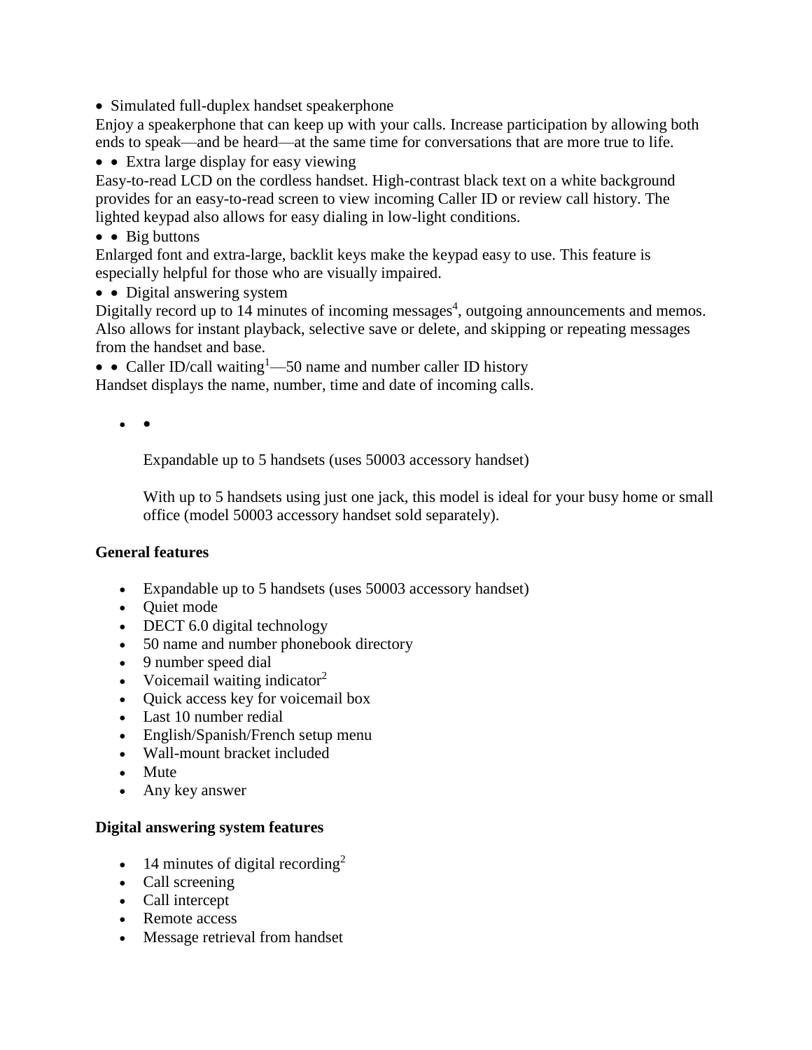- Simulated full-duplex handset speakerphone

Enjoy a speakerphone that can keep up with your calls. Increase participation by allowing both ends to speak—and be heard—at the same time for conversations that are more true to life.

- Extra large display for easy viewing

Easy-to-read LCD on the cordless handset. High-contrast black text on a white background provides for an easy-to-read screen to view incoming Caller ID or review call history. The lighted keypad also allows for easy dialing in low-light conditions.

- Big buttons

Enlarged font and extra-large, backlit keys make the keypad easy to use. This feature is especially helpful for those who are visually impaired.

- Digital answering system

Digitally record up to 14 minutes of incoming messages[4], outgoing announcements and memos. Also allows for instant playback, selective save or delete, and skipping or repeating messages from the handset and base.

- Caller ID/call waiting[1]—50 name and number caller ID history

Handset displays the name, number, time and date of incoming calls.

- Expandable up to 5 handsets (uses 50003 accessory handset)

  With up to 5 handsets using just one jack, this model is ideal for your busy home or small office (model 50003 accessory handset sold separately).

**General features**

- Expandable up to 5 handsets (uses 50003 accessory handset)
- Quiet mode
- DECT 6.0 digital technology
- 50 name and number phonebook directory
- 9 number speed dial
- Voicemail waiting indicator[2]
- Quick access key for voicemail box
- Last 10 number redial
- English/Spanish/French setup menu
- Wall-mount bracket included
- Mute
- Any key answer

**Digital answering system features**

- 14 minutes of digital recording[2]
- Call screening
- Call intercept
- Remote access
- Message retrieval from handset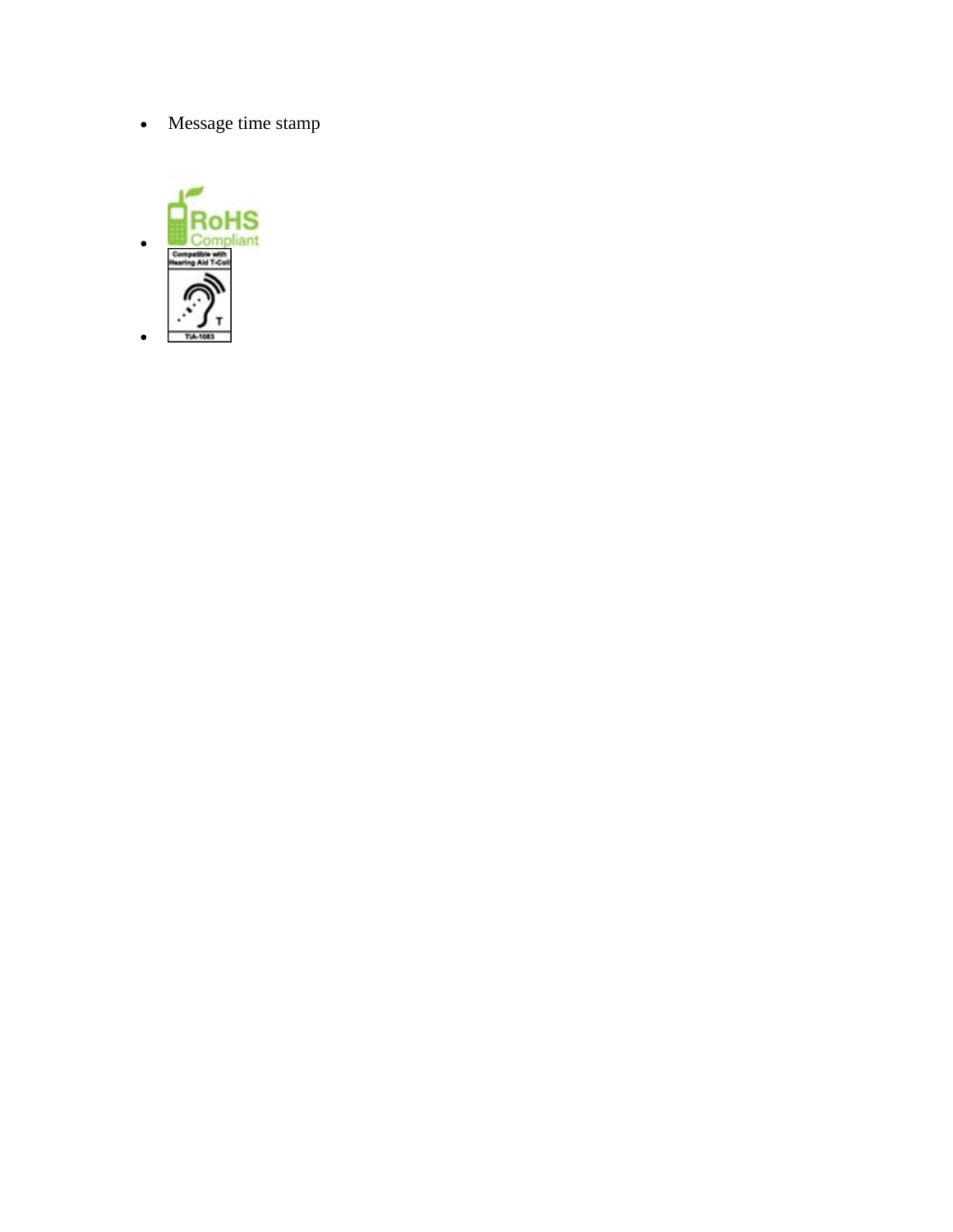- Message time stamp

- RoHS Compliant
- Compatible with Hearing Aid T-Coil T TIA-1083